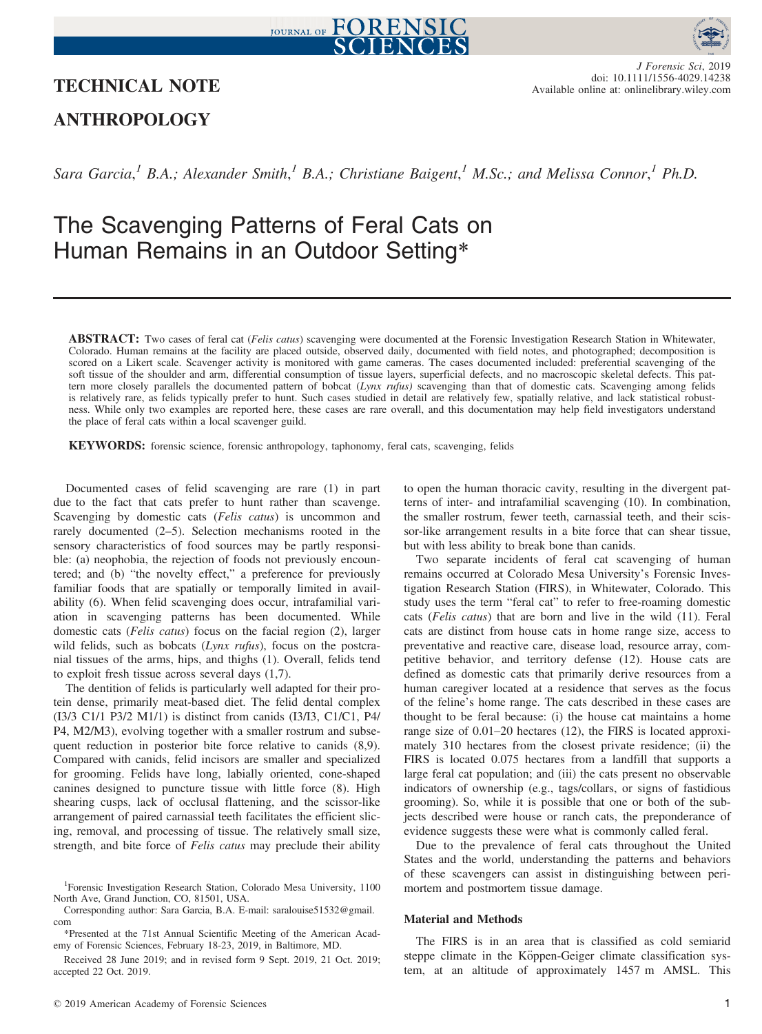TECHNICAL NOTE

ANTHROPOLOGY

*Sara Garcia,[1] B.A.; Alexander Smith,[1] B.A.; Christiane Baigent,[1] M.Sc.; and Melissa Connor,[1] Ph.D.*

# The Scavenging Patterns of Feral Cats on Human Remains in an Outdoor Setting*

**ABSTRACT:** Two cases of feral cat (*Felis catus*) scavenging were documented at the Forensic Investigation Research Station in Whitewater, Colorado. Human remains at the facility are placed outside, observed daily, documented with field notes, and photographed; decomposition is scored on a Likert scale. Scavenger activity is monitored with game cameras. The cases documented included: preferential scavenging of the soft tissue of the shoulder and arm, differential consumption of tissue layers, superficial defects, and no macroscopic skeletal defects. This pattern more closely parallels the documented pattern of bobcat (*Lynx rufus*) scavenging than that of domestic cats. Scavenging among felids is relatively rare, as felids typically prefer to hunt. Such cases studied in detail are relatively few, spatially relative, and lack statistical robustness. While only two examples are reported here, these cases are rare overall, and this documentation may help field investigators understand the place of feral cats within a local scavenger guild.

**KEYWORDS:** forensic science, forensic anthropology, taphonomy, feral cats, scavenging, felids

Documented cases of felid scavenging are rare (1) in part due to the fact that cats prefer to hunt rather than scavenge. Scavenging by domestic cats (*Felis catus*) is uncommon and rarely documented (2–5). Selection mechanisms rooted in the sensory characteristics of food sources may be partly responsible: (a) neophobia, the rejection of foods not previously encountered; and (b) "the novelty effect," a preference for previously familiar foods that are spatially or temporally limited in availability (6). When felid scavenging does occur, intrafamilial variation in scavenging patterns has been documented. While domestic cats (*Felis catus*) focus on the facial region (2), larger wild felids, such as bobcats (*Lynx rufus*), focus on the postcranial tissues of the arms, hips, and thighs (1). Overall, felids tend to exploit fresh tissue across several days (1,7).

The dentition of felids is particularly well adapted for their protein dense, primarily meat-based diet. The felid dental complex (I3/3 C1/1 P3/2 M1/1) is distinct from canids (I3/I3, C1/C1, P4/P4, M2/M3), evolving together with a smaller rostrum and subsequent reduction in posterior bite force relative to canids (8,9). Compared with canids, felid incisors are smaller and specialized for grooming. Felids have long, labially oriented, cone-shaped canines designed to puncture tissue with little force (8). High shearing cusps, lack of occlusal flattening, and the scissor-like arrangement of paired carnassial teeth facilitates the efficient slicing, removal, and processing of tissue. The relatively small size, strength, and bite force of *Felis catus* may preclude their ability to open the human thoracic cavity, resulting in the divergent patterns of inter- and intrafamilial scavenging (10). In combination, the smaller rostrum, fewer teeth, carnassial teeth, and their scissor-like arrangement results in a bite force that can shear tissue, but with less ability to break bone than canids.

Two separate incidents of feral cat scavenging of human remains occurred at Colorado Mesa University's Forensic Investigation Research Station (FIRS), in Whitewater, Colorado. This study uses the term "feral cat" to refer to free-roaming domestic cats (*Felis catus*) that are born and live in the wild (11). Feral cats are distinct from house cats in home range size, access to preventative and reactive care, disease load, resource array, competitive behavior, and territory defense (12). House cats are defined as domestic cats that primarily derive resources from a human caregiver located at a residence that serves as the focus of the feline's home range. The cats described in these cases are thought to be feral because: (i) the house cat maintains a home range size of 0.01–20 hectares (12), the FIRS is located approximately 310 hectares from the closest private residence; (ii) the FIRS is located 0.075 hectares from a landfill that supports a large feral cat population; and (iii) the cats present no observable indicators of ownership (e.g., tags/collars, or signs of fastidious grooming). So, while it is possible that one or both of the subjects described were house or ranch cats, the preponderance of evidence suggests these were what is commonly called feral.

Due to the prevalence of feral cats throughout the United States and the world, understanding the patterns and behaviors of these scavengers can assist in distinguishing between perimortem and postmortem tissue damage.

## Material and Methods

The FIRS is in an area that is classified as cold semiarid steppe climate in the Köppen-Geiger climate classification system, at an altitude of approximately 1457 m AMSL. This

[1]Forensic Investigation Research Station, Colorado Mesa University, 1100 North Ave, Grand Junction, CO, 81501, USA.

Corresponding author: Sara Garcia, B.A. E-mail: saralouise51532@gmail.com

*Presented at the 71st Annual Scientific Meeting of the American Academy of Forensic Sciences, February 18-23, 2019, in Baltimore, MD.

Received 28 June 2019; and in revised form 9 Sept. 2019, 21 Oct. 2019; accepted 22 Oct. 2019.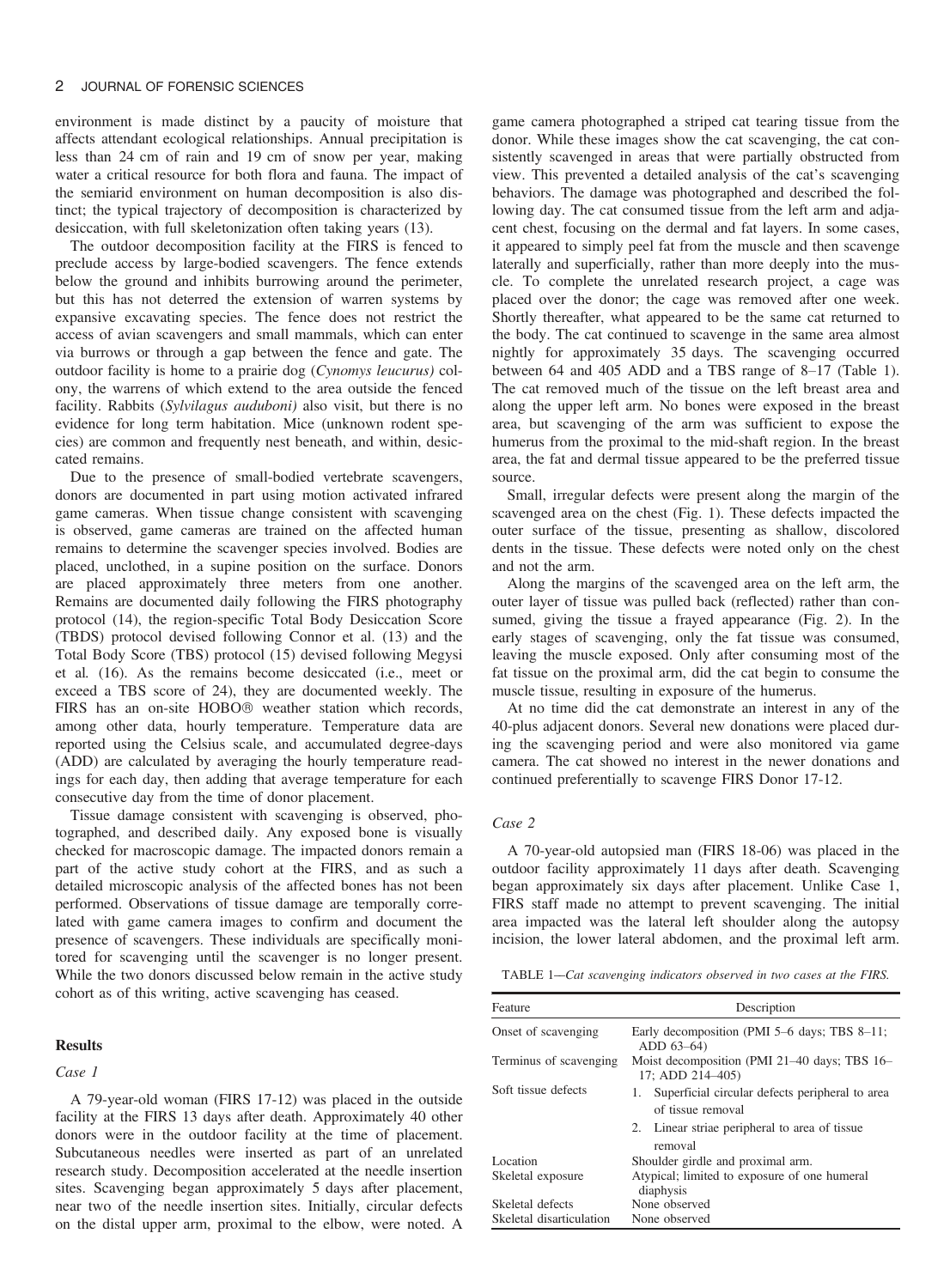environment is made distinct by a paucity of moisture that affects attendant ecological relationships. Annual precipitation is less than 24 cm of rain and 19 cm of snow per year, making water a critical resource for both flora and fauna. The impact of the semiarid environment on human decomposition is also distinct; the typical trajectory of decomposition is characterized by desiccation, with full skeletonization often taking years (13).

The outdoor decomposition facility at the FIRS is fenced to preclude access by large-bodied scavengers. The fence extends below the ground and inhibits burrowing around the perimeter, but this has not deterred the extension of warren systems by expansive excavating species. The fence does not restrict the access of avian scavengers and small mammals, which can enter via burrows or through a gap between the fence and gate. The outdoor facility is home to a prairie dog (*Cynomys leucurus)* colony, the warrens of which extend to the area outside the fenced facility. Rabbits (*Sylvilagus auduboni)* also visit, but there is no evidence for long term habitation. Mice (unknown rodent species) are common and frequently nest beneath, and within, desiccated remains.

Due to the presence of small-bodied vertebrate scavengers, donors are documented in part using motion activated infrared game cameras. When tissue change consistent with scavenging is observed, game cameras are trained on the affected human remains to determine the scavenger species involved. Bodies are placed, unclothed, in a supine position on the surface. Donors are placed approximately three meters from one another. Remains are documented daily following the FIRS photography protocol (14), the region-specific Total Body Desiccation Score (TBDS) protocol devised following Connor et al. (13) and the Total Body Score (TBS) protocol (15) devised following Megysi et al. (16). As the remains become desiccated (i.e., meet or exceed a TBS score of 24), they are documented weekly. The FIRS has an on-site HOBO® weather station which records, among other data, hourly temperature. Temperature data are reported using the Celsius scale, and accumulated degree-days (ADD) are calculated by averaging the hourly temperature readings for each day, then adding that average temperature for each consecutive day from the time of donor placement.

Tissue damage consistent with scavenging is observed, photographed, and described daily. Any exposed bone is visually checked for macroscopic damage. The impacted donors remain a part of the active study cohort at the FIRS, and as such a detailed microscopic analysis of the affected bones has not been performed. Observations of tissue damage are temporally correlated with game camera images to confirm and document the presence of scavengers. These individuals are specifically monitored for scavenging until the scavenger is no longer present. While the two donors discussed below remain in the active study cohort as of this writing, active scavenging has ceased.

## Results

### Case 1

A 79-year-old woman (FIRS 17-12) was placed in the outside facility at the FIRS 13 days after death. Approximately 40 other donors were in the outdoor facility at the time of placement. Subcutaneous needles were inserted as part of an unrelated research study. Decomposition accelerated at the needle insertion sites. Scavenging began approximately 5 days after placement, near two of the needle insertion sites. Initially, circular defects on the distal upper arm, proximal to the elbow, were noted. A game camera photographed a striped cat tearing tissue from the donor. While these images show the cat scavenging, the cat consistently scavenged in areas that were partially obstructed from view. This prevented a detailed analysis of the cat's scavenging behaviors. The damage was photographed and described the following day. The cat consumed tissue from the left arm and adjacent chest, focusing on the dermal and fat layers. In some cases, it appeared to simply peel fat from the muscle and then scavenge laterally and superficially, rather than more deeply into the muscle. To complete the unrelated research project, a cage was placed over the donor; the cage was removed after one week. Shortly thereafter, what appeared to be the same cat returned to the body. The cat continued to scavenge in the same area almost nightly for approximately 35 days. The scavenging occurred between 64 and 405 ADD and a TBS range of 8–17 (Table 1). The cat removed much of the tissue on the left breast area and along the upper left arm. No bones were exposed in the breast area, but scavenging of the arm was sufficient to expose the humerus from the proximal to the mid-shaft region. In the breast area, the fat and dermal tissue appeared to be the preferred tissue source.

Small, irregular defects were present along the margin of the scavenged area on the chest (Fig. 1). These defects impacted the outer surface of the tissue, presenting as shallow, discolored dents in the tissue. These defects were noted only on the chest and not the arm.

Along the margins of the scavenged area on the left arm, the outer layer of tissue was pulled back (reflected) rather than consumed, giving the tissue a frayed appearance (Fig. 2). In the early stages of scavenging, only the fat tissue was consumed, leaving the muscle exposed. Only after consuming most of the fat tissue on the proximal arm, did the cat begin to consume the muscle tissue, resulting in exposure of the humerus.

At no time did the cat demonstrate an interest in any of the 40-plus adjacent donors. Several new donations were placed during the scavenging period and were also monitored via game camera. The cat showed no interest in the newer donations and continued preferentially to scavenge FIRS Donor 17-12.

### Case 2

A 70-year-old autopsied man (FIRS 18-06) was placed in the outdoor facility approximately 11 days after death. Scavenging began approximately six days after placement. Unlike Case 1, FIRS staff made no attempt to prevent scavenging. The initial area impacted was the lateral left shoulder along the autopsy incision, the lower lateral abdomen, and the proximal left arm.

TABLE 1—*Cat scavenging indicators observed in two cases at the FIRS.*

| Feature | Description |
|---|---|
| Onset of scavenging | Early decomposition (PMI 5–6 days; TBS 8–11; ADD 63–64) |
| Terminus of scavenging | Moist decomposition (PMI 21–40 days; TBS 16–17; ADD 214–405) |
| Soft tissue defects | 1. Superficial circular defects peripheral to area of tissue removal<br>2. Linear striae peripheral to area of tissue removal |
| Location | Shoulder girdle and proximal arm. |
| Skeletal exposure | Atypical; limited to exposure of one humeral diaphysis |
| Skeletal defects | None observed |
| Skeletal disarticulation | None observed |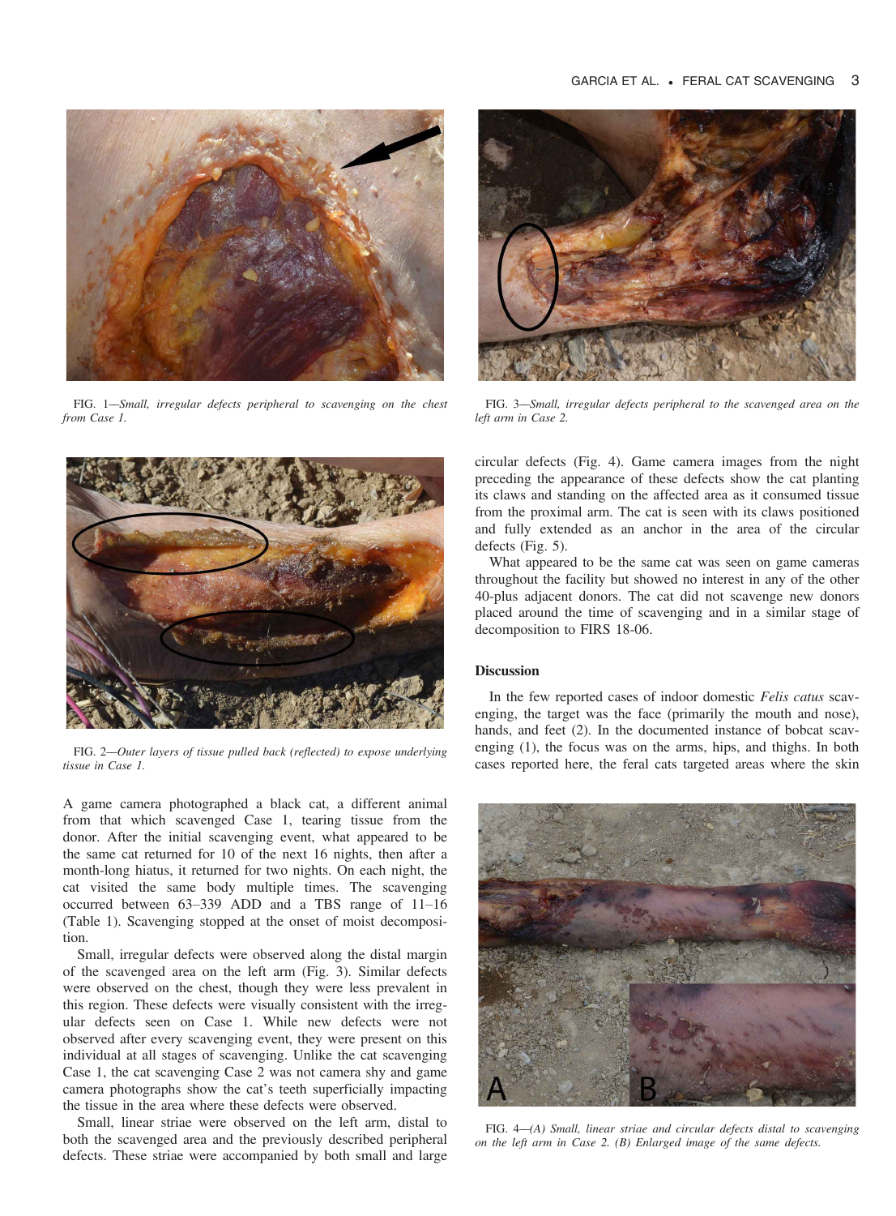FIG. 1—*Small, irregular defects peripheral to scavenging on the chest from Case 1.*

FIG. 2—*Outer layers of tissue pulled back (reflected) to expose underlying tissue in Case 1.*

A game camera photographed a black cat, a different animal from that which scavenged Case 1, tearing tissue from the donor. After the initial scavenging event, what appeared to be the same cat returned for 10 of the next 16 nights, then after a month-long hiatus, it returned for two nights. On each night, the cat visited the same body multiple times. The scavenging occurred between 63–339 ADD and a TBS range of 11–16 (Table 1). Scavenging stopped at the onset of moist decomposition.

Small, irregular defects were observed along the distal margin of the scavenged area on the left arm (Fig. 3). Similar defects were observed on the chest, though they were less prevalent in this region. These defects were visually consistent with the irregular defects seen on Case 1. While new defects were not observed after every scavenging event, they were present on this individual at all stages of scavenging. Unlike the cat scavenging Case 1, the cat scavenging Case 2 was not camera shy and game camera photographs show the cat's teeth superficially impacting the tissue in the area where these defects were observed.

Small, linear striae were observed on the left arm, distal to both the scavenged area and the previously described peripheral defects. These striae were accompanied by both small and large circular defects (Fig. 4). Game camera images from the night preceding the appearance of these defects show the cat planting its claws and standing on the affected area as it consumed tissue from the proximal arm. The cat is seen with its claws positioned and fully extended as an anchor in the area of the circular defects (Fig. 5).

FIG. 3—*Small, irregular defects peripheral to the scavenged area on the left arm in Case 2.*

What appeared to be the same cat was seen on game cameras throughout the facility but showed no interest in any of the other 40-plus adjacent donors. The cat did not scavenge new donors placed around the time of scavenging and in a similar stage of decomposition to FIRS 18-06.

## Discussion

In the few reported cases of indoor domestic *Felis catus* scavenging, the target was the face (primarily the mouth and nose), hands, and feet (2). In the documented instance of bobcat scavenging (1), the focus was on the arms, hips, and thighs. In both cases reported here, the feral cats targeted areas where the skin

FIG. 4—*(A) Small, linear striae and circular defects distal to scavenging on the left arm in Case 2. (B) Enlarged image of the same defects.*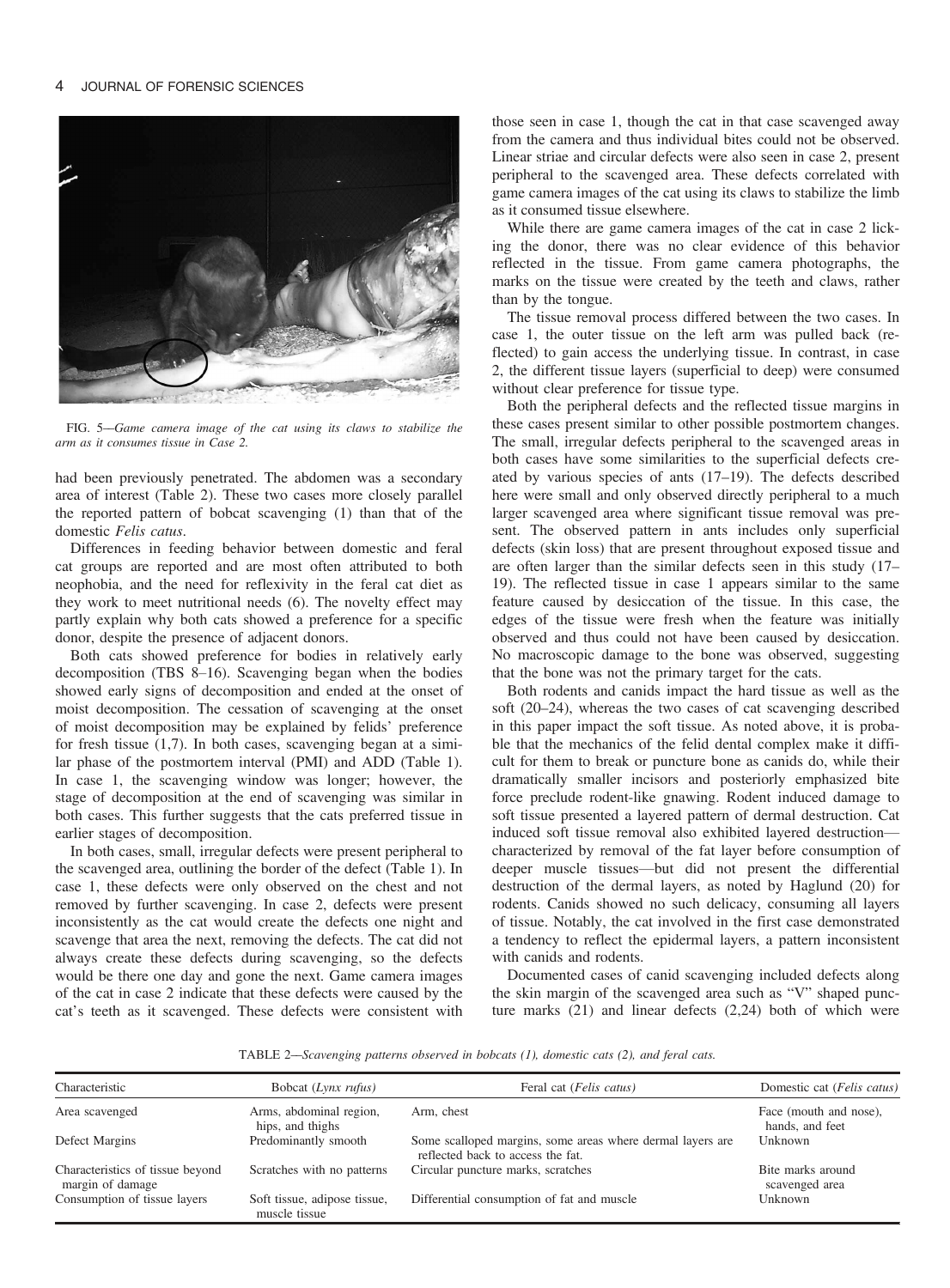FIG. 5—*Game camera image of the cat using its claws to stabilize the arm as it consumes tissue in Case 2.*

had been previously penetrated. The abdomen was a secondary area of interest (Table 2). These two cases more closely parallel the reported pattern of bobcat scavenging (1) than that of the domestic *Felis catus*.

Differences in feeding behavior between domestic and feral cat groups are reported and are most often attributed to both neophobia, and the need for reflexivity in the feral cat diet as they work to meet nutritional needs (6). The novelty effect may partly explain why both cats showed a preference for a specific donor, despite the presence of adjacent donors.

Both cats showed preference for bodies in relatively early decomposition (TBS 8–16). Scavenging began when the bodies showed early signs of decomposition and ended at the onset of moist decomposition. The cessation of scavenging at the onset of moist decomposition may be explained by felids' preference for fresh tissue (1,7). In both cases, scavenging began at a similar phase of the postmortem interval (PMI) and ADD (Table 1). In case 1, the scavenging window was longer; however, the stage of decomposition at the end of scavenging was similar in both cases. This further suggests that the cats preferred tissue in earlier stages of decomposition.

In both cases, small, irregular defects were present peripheral to the scavenged area, outlining the border of the defect (Table 1). In case 1, these defects were only observed on the chest and not removed by further scavenging. In case 2, defects were present inconsistently as the cat would create the defects one night and scavenge that area the next, removing the defects. The cat did not always create these defects during scavenging, so the defects would be there one day and gone the next. Game camera images of the cat in case 2 indicate that these defects were caused by the cat's teeth as it scavenged. These defects were consistent with those seen in case 1, though the cat in that case scavenged away from the camera and thus individual bites could not be observed. Linear striae and circular defects were also seen in case 2, present peripheral to the scavenged area. These defects correlated with game camera images of the cat using its claws to stabilize the limb as it consumed tissue elsewhere.

While there are game camera images of the cat in case 2 licking the donor, there was no clear evidence of this behavior reflected in the tissue. From game camera photographs, the marks on the tissue were created by the teeth and claws, rather than by the tongue.

The tissue removal process differed between the two cases. In case 1, the outer tissue on the left arm was pulled back (reflected) to gain access the underlying tissue. In contrast, in case 2, the different tissue layers (superficial to deep) were consumed without clear preference for tissue type.

Both the peripheral defects and the reflected tissue margins in these cases present similar to other possible postmortem changes. The small, irregular defects peripheral to the scavenged areas in both cases have some similarities to the superficial defects created by various species of ants (17–19). The defects described here were small and only observed directly peripheral to a much larger scavenged area where significant tissue removal was present. The observed pattern in ants includes only superficial defects (skin loss) that are present throughout exposed tissue and are often larger than the similar defects seen in this study (17–19). The reflected tissue in case 1 appears similar to the same feature caused by desiccation of the tissue. In this case, the edges of the tissue were fresh when the feature was initially observed and thus could not have been caused by desiccation. No macroscopic damage to the bone was observed, suggesting that the bone was not the primary target for the cats.

Both rodents and canids impact the hard tissue as well as the soft (20–24), whereas the two cases of cat scavenging described in this paper impact the soft tissue. As noted above, it is probable that the mechanics of the felid dental complex make it difficult for them to break or puncture bone as canids do, while their dramatically smaller incisors and posteriorly emphasized bite force preclude rodent-like gnawing. Rodent induced damage to soft tissue presented a layered pattern of dermal destruction. Cat induced soft tissue removal also exhibited layered destruction—characterized by removal of the fat layer before consumption of deeper muscle tissues—but did not present the differential destruction of the dermal layers, as noted by Haglund (20) for rodents. Canids showed no such delicacy, consuming all layers of tissue. Notably, the cat involved in the first case demonstrated a tendency to reflect the epidermal layers, a pattern inconsistent with canids and rodents.

Documented cases of canid scavenging included defects along the skin margin of the scavenged area such as "V" shaped puncture marks (21) and linear defects (2,24) both of which were

TABLE 2—*Scavenging patterns observed in bobcats (1), domestic cats (2), and feral cats.*

| Characteristic | Bobcat (*Lynx rufus*) | Feral cat (*Felis catus*) | Domestic cat (*Felis catus*) |
| --- | --- | --- | --- |
| Area scavenged | Arms, abdominal region, hips, and thighs | Arm, chest | Face (mouth and nose), hands, and feet |
| Defect Margins | Predominantly smooth | Some scalloped margins, some areas where dermal layers are reflected back to access the fat. | Unknown |
| Characteristics of tissue beyond margin of damage | Scratches with no patterns | Circular puncture marks, scratches | Bite marks around scavenged area |
| Consumption of tissue layers | Soft tissue, adipose tissue, muscle tissue | Differential consumption of fat and muscle | Unknown |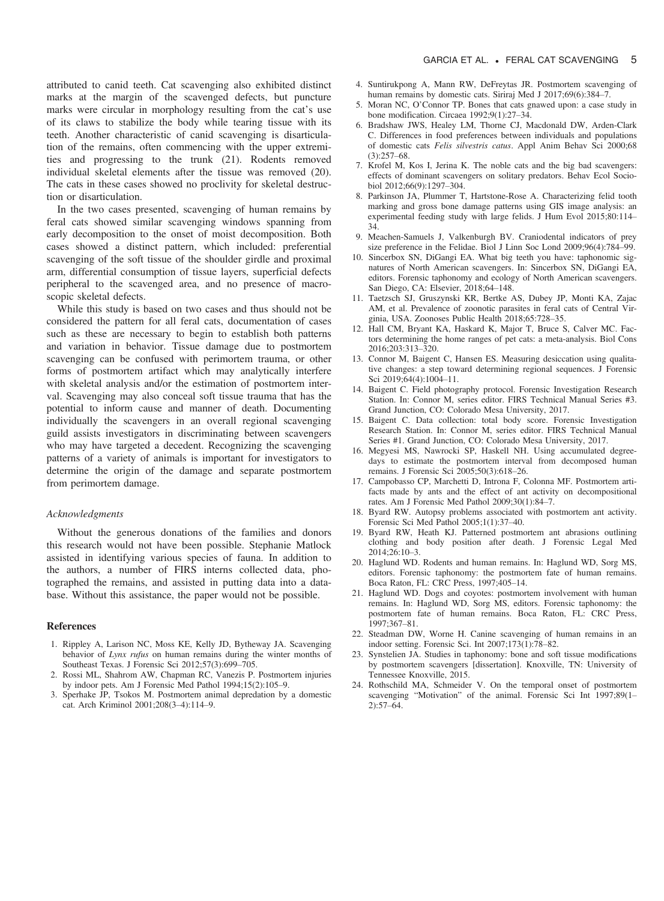attributed to canid teeth. Cat scavenging also exhibited distinct marks at the margin of the scavenged defects, but puncture marks were circular in morphology resulting from the cat's use of its claws to stabilize the body while tearing tissue with its teeth. Another characteristic of canid scavenging is disarticulation of the remains, often commencing with the upper extremities and progressing to the trunk (21). Rodents removed individual skeletal elements after the tissue was removed (20). The cats in these cases showed no proclivity for skeletal destruction or disarticulation.

In the two cases presented, scavenging of human remains by feral cats showed similar scavenging windows spanning from early decomposition to the onset of moist decomposition. Both cases showed a distinct pattern, which included: preferential scavenging of the soft tissue of the shoulder girdle and proximal arm, differential consumption of tissue layers, superficial defects peripheral to the scavenged area, and no presence of macroscopic skeletal defects.

While this study is based on two cases and thus should not be considered the pattern for all feral cats, documentation of cases such as these are necessary to begin to establish both patterns and variation in behavior. Tissue damage due to postmortem scavenging can be confused with perimortem trauma, or other forms of postmortem artifact which may analytically interfere with skeletal analysis and/or the estimation of postmortem interval. Scavenging may also conceal soft tissue trauma that has the potential to inform cause and manner of death. Documenting individually the scavengers in an overall regional scavenging guild assists investigators in discriminating between scavengers who may have targeted a decedent. Recognizing the scavenging patterns of a variety of animals is important for investigators to determine the origin of the damage and separate postmortem from perimortem damage.

### *Acknowledgments*

Without the generous donations of the families and donors this research would not have been possible. Stephanie Matlock assisted in identifying various species of fauna. In addition to the authors, a number of FIRS interns collected data, photographed the remains, and assisted in putting data into a database. Without this assistance, the paper would not be possible.

## References

1. Rippley A, Larison NC, Moss KE, Kelly JD, Bytheway JA. Scavenging behavior of *Lynx rufus* on human remains during the winter months of Southeast Texas. J Forensic Sci 2012;57(3):699–705.
2. Rossi ML, Shahrom AW, Chapman RC, Vanezis P. Postmortem injuries by indoor pets. Am J Forensic Med Pathol 1994;15(2):105–9.
3. Sperhake JP, Tsokos M. Postmortem animal depredation by a domestic cat. Arch Kriminol 2001;208(3–4):114–9.
4. Suntirukpong A, Mann RW, DeFreytas JR. Postmortem scavenging of human remains by domestic cats. Siriraj Med J 2017;69(6):384–7.
5. Moran NC, O'Connor TP. Bones that cats gnawed upon: a case study in bone modification. Circaea 1992;9(1):27–34.
6. Bradshaw JWS, Healey LM, Thorne CJ, Macdonald DW, Arden-Clark C. Differences in food preferences between individuals and populations of domestic cats *Felis silvestris catus*. Appl Anim Behav Sci 2000;68 (3):257–68.
7. Krofel M, Kos I, Jerina K. The noble cats and the big bad scavengers: effects of dominant scavengers on solitary predators. Behav Ecol Sociobiol 2012;66(9):1297–304.
8. Parkinson JA, Plummer T, Hartstone-Rose A. Characterizing felid tooth marking and gross bone damage patterns using GIS image analysis: an experimental feeding study with large felids. J Hum Evol 2015;80:114–34.
9. Meachen-Samuels J, Valkenburgh BV. Craniodental indicators of prey size preference in the Felidae. Biol J Linn Soc Lond 2009;96(4):784–99.
10. Sincerbox SN, DiGangi EA. What big teeth you have: taphonomic signatures of North American scavengers. In: Sincerbox SN, DiGangi EA, editors. Forensic taphonomy and ecology of North American scavengers. San Diego, CA: Elsevier, 2018;64–148.
11. Taetzsch SJ, Gruszynski KR, Bertke AS, Dubey JP, Monti KA, Zajac AM, et al. Prevalence of zoonotic parasites in feral cats of Central Virginia, USA. Zoonoses Public Health 2018;65:728–35.
12. Hall CM, Bryant KA, Haskard K, Major T, Bruce S, Calver MC. Factors determining the home ranges of pet cats: a meta-analysis. Biol Cons 2016;203:313–320.
13. Connor M, Baigent C, Hansen ES. Measuring desiccation using qualitative changes: a step toward determining regional sequences. J Forensic Sci 2019;64(4):1004–11.
14. Baigent C. Field photography protocol. Forensic Investigation Research Station. In: Connor M, series editor. FIRS Technical Manual Series #3. Grand Junction, CO: Colorado Mesa University, 2017.
15. Baigent C. Data collection: total body score. Forensic Investigation Research Station. In: Connor M, series editor. FIRS Technical Manual Series #1. Grand Junction, CO: Colorado Mesa University, 2017.
16. Megyesi MS, Nawrocki SP, Haskell NH. Using accumulated degree-days to estimate the postmortem interval from decomposed human remains. J Forensic Sci 2005;50(3):618–26.
17. Campobasso CP, Marchetti D, Introna F, Colonna MF. Postmortem artifacts made by ants and the effect of ant activity on decompositional rates. Am J Forensic Med Pathol 2009;30(1):84–7.
18. Byard RW. Autopsy problems associated with postmortem ant activity. Forensic Sci Med Pathol 2005;1(1):37–40.
19. Byard RW, Heath KJ. Patterned postmortem ant abrasions outlining clothing and body position after death. J Forensic Legal Med 2014;26:10–3.
20. Haglund WD. Rodents and human remains. In: Haglund WD, Sorg MS, editors. Forensic taphonomy: the postmortem fate of human remains. Boca Raton, FL: CRC Press, 1997;405–14.
21. Haglund WD. Dogs and coyotes: postmortem involvement with human remains. In: Haglund WD, Sorg MS, editors. Forensic taphonomy: the postmortem fate of human remains. Boca Raton, FL: CRC Press, 1997;367–81.
22. Steadman DW, Worne H. Canine scavenging of human remains in an indoor setting. Forensic Sci. Int 2007;173(1):78–82.
23. Synstelien JA. Studies in taphonomy: bone and soft tissue modifications by postmortem scavengers [dissertation]. Knoxville, TN: University of Tennessee Knoxville, 2015.
24. Rothschild MA, Schmeider V. On the temporal onset of postmortem scavenging "Motivation" of the animal. Forensic Sci Int 1997;89(1–2):57–64.